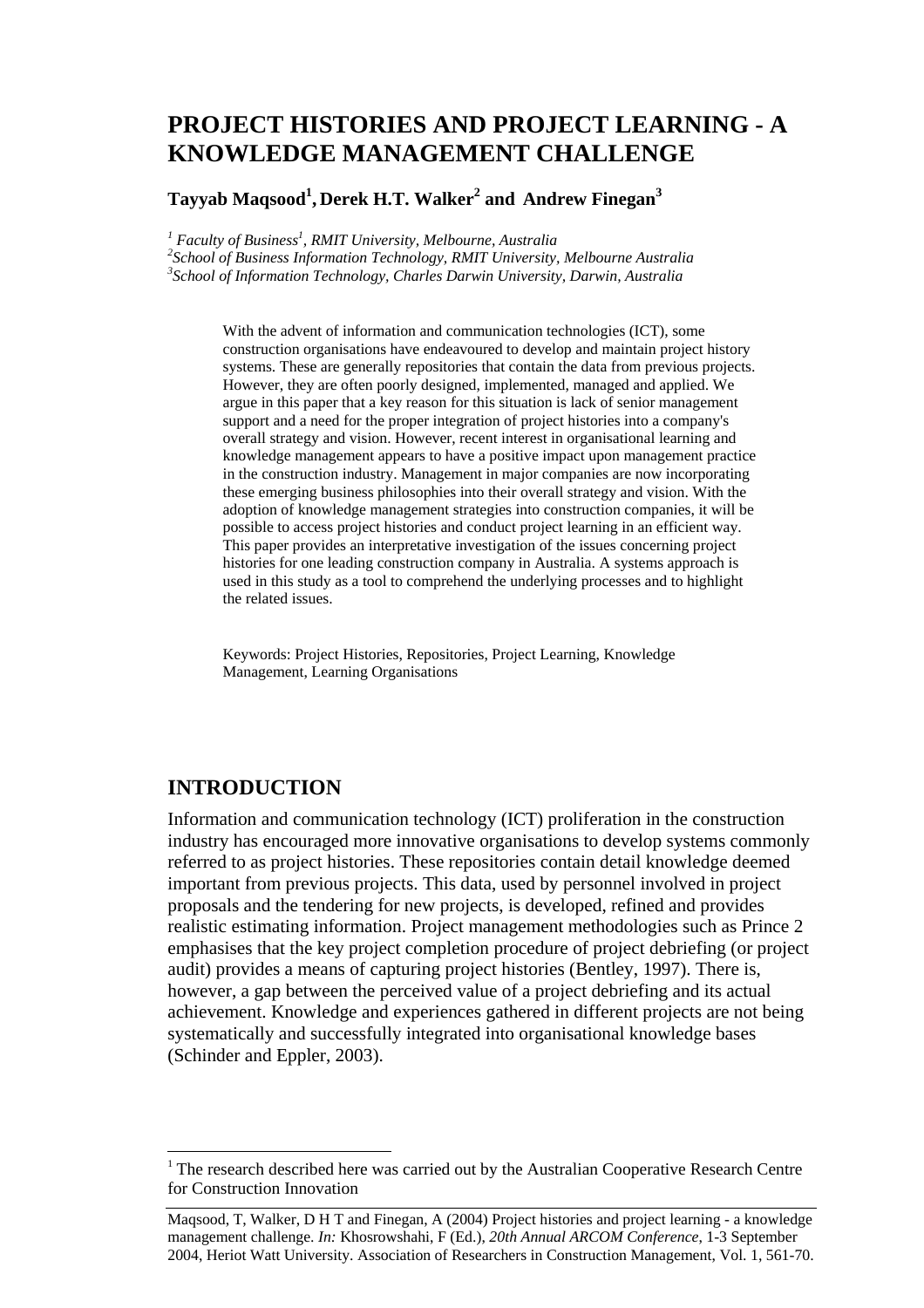# PROJECT HISTORIES AND PROJECT LEARNING - A KNOWLEDGE MANAGEMENT CHALLENGE

**Tayyab Maqsood[1], Derek H.T. Walker[2] and Andrew Finegan[3]**

*[1] Faculty of Business[1], RMIT University, Melbourne, Australia*
*[2]School of Business Information Technology, RMIT University, Melbourne Australia*
*[3]School of Information Technology, Charles Darwin University, Darwin, Australia*

With the advent of information and communication technologies (ICT), some construction organisations have endeavoured to develop and maintain project history systems. These are generally repositories that contain the data from previous projects. However, they are often poorly designed, implemented, managed and applied. We argue in this paper that a key reason for this situation is lack of senior management support and a need for the proper integration of project histories into a company's overall strategy and vision. However, recent interest in organisational learning and knowledge management appears to have a positive impact upon management practice in the construction industry. Management in major companies are now incorporating these emerging business philosophies into their overall strategy and vision. With the adoption of knowledge management strategies into construction companies, it will be possible to access project histories and conduct project learning in an efficient way. This paper provides an interpretative investigation of the issues concerning project histories for one leading construction company in Australia. A systems approach is used in this study as a tool to comprehend the underlying processes and to highlight the related issues.

Keywords: Project Histories, Repositories, Project Learning, Knowledge Management, Learning Organisations

## INTRODUCTION

Information and communication technology (ICT) proliferation in the construction industry has encouraged more innovative organisations to develop systems commonly referred to as project histories. These repositories contain detail knowledge deemed important from previous projects. This data, used by personnel involved in project proposals and the tendering for new projects, is developed, refined and provides realistic estimating information. Project management methodologies such as Prince 2 emphasises that the key project completion procedure of project debriefing (or project audit) provides a means of capturing project histories (Bentley, 1997). There is, however, a gap between the perceived value of a project debriefing and its actual achievement. Knowledge and experiences gathered in different projects are not being systematically and successfully integrated into organisational knowledge bases (Schinder and Eppler, 2003).

---

[1] The research described here was carried out by the Australian Cooperative Research Centre for Construction Innovation

Maqsood, T, Walker, D H T and Finegan, A (2004) Project histories and project learning - a knowledge management challenge. *In:* Khosrowshahi, F (Ed.), *20th Annual ARCOM Conference,* 1-3 September 2004, Heriot Watt University. Association of Researchers in Construction Management, Vol. 1, 561-70.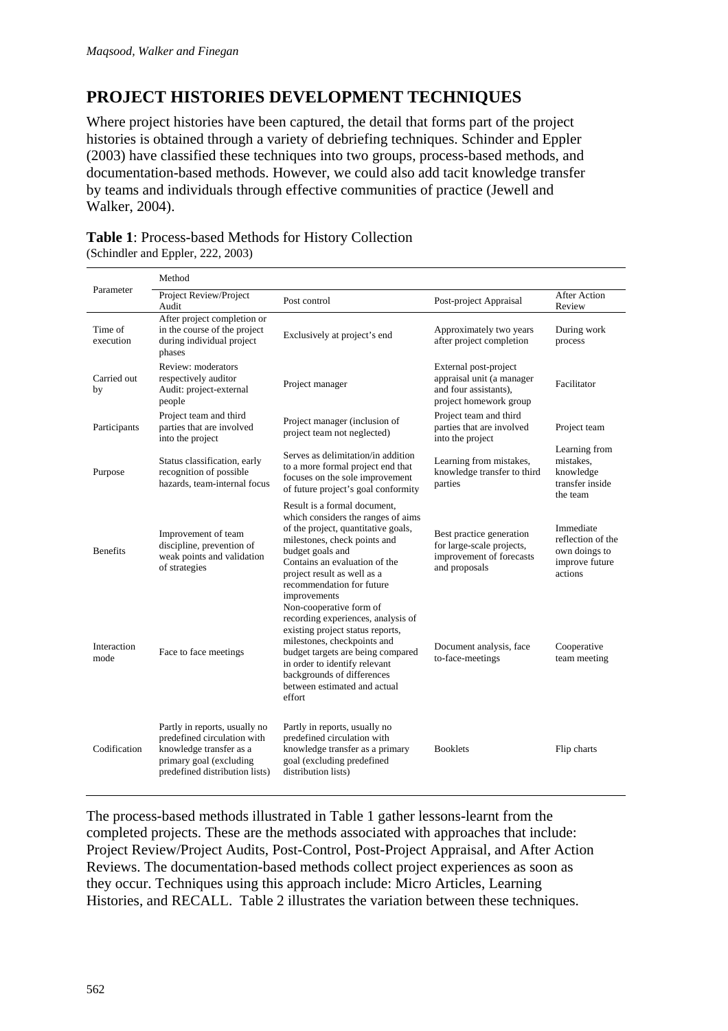## PROJECT HISTORIES DEVELOPMENT TECHNIQUES

Where project histories have been captured, the detail that forms part of the project histories is obtained through a variety of debriefing techniques. Schinder and Eppler (2003) have classified these techniques into two groups, process-based methods, and documentation-based methods. However, we could also add tacit knowledge transfer by teams and individuals through effective communities of practice (Jewell and Walker, 2004).

**Table 1**: Process-based Methods for History Collection
(Schindler and Eppler, 222, 2003)

| Parameter | Method | | | |
|---|---|---|---|---|
| | Project Review/Project Audit | Post control | Post-project Appraisal | After Action Review |
| Time of execution | After project completion or in the course of the project during individual project phases | Exclusively at project's end | Approximately two years after project completion | During work process |
| Carried out by | Review: moderators respectively auditor Audit: project-external people | Project manager | External post-project appraisal unit (a manager and four assistants), project homework group | Facilitator |
| Participants | Project team and third parties that are involved into the project | Project manager (inclusion of project team not neglected) | Project team and third parties that are involved into the project | Project team |
| Purpose | Status classification, early recognition of possible hazards, team-internal focus | Serves as delimitation/in addition to a more formal project end that focuses on the sole improvement of future project's goal conformity | Learning from mistakes, knowledge transfer to third parties | Learning from mistakes, knowledge transfer inside the team |
| Benefits | Improvement of team discipline, prevention of weak points and validation of strategies | Result is a formal document, which considers the ranges of aims of the project, quantitative goals, milestones, check points and budget goals and Contains an evaluation of the project result as well as a recommendation for future improvements | Best practice generation for large-scale projects, improvement of forecasts and proposals | Immediate reflection of the own doings to improve future actions |
| Interaction mode | Face to face meetings | Non-cooperative form of recording experiences, analysis of existing project status reports, milestones, checkpoints and budget targets are being compared in order to identify relevant backgrounds of differences between estimated and actual effort | Document analysis, face to-face-meetings | Cooperative team meeting |
| Codification | Partly in reports, usually no predefined circulation with knowledge transfer as a primary goal (excluding predefined distribution lists) | Partly in reports, usually no predefined circulation with knowledge transfer as a primary goal (excluding predefined distribution lists) | Booklets | Flip charts |

The process-based methods illustrated in Table 1 gather lessons-learnt from the completed projects. These are the methods associated with approaches that include: Project Review/Project Audits, Post-Control, Post-Project Appraisal, and After Action Reviews. The documentation-based methods collect project experiences as soon as they occur. Techniques using this approach include: Micro Articles, Learning Histories, and RECALL. Table 2 illustrates the variation between these techniques.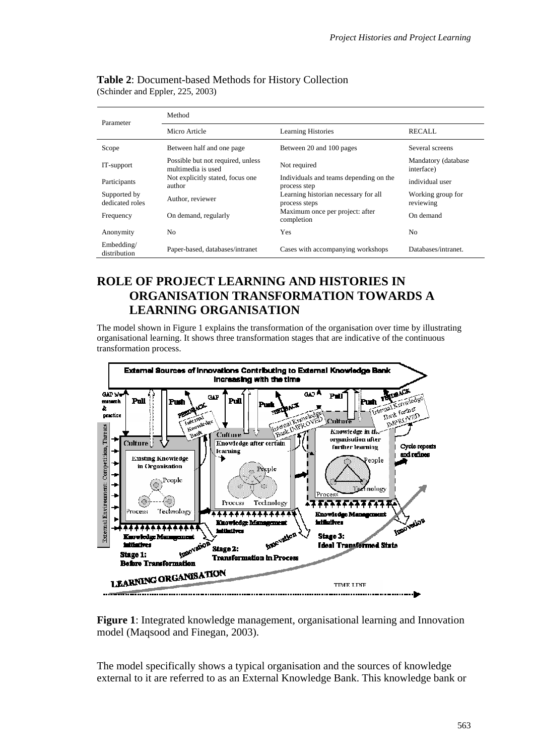**Table 2**: Document-based Methods for History Collection
(Schinder and Eppler, 225, 2003)

| Parameter | Method | | |
|---|---|---|---|
| | Micro Article | Learning Histories | RECALL |
| Scope | Between half and one page | Between 20 and 100 pages | Several screens |
| IT-support | Possible but not required, unless multimedia is used | Not required | Mandatory (database interface) |
| Participants | Not explicitly stated, focus one author | Individuals and teams depending on the process step | individual user |
| Supported by dedicated roles | Author, reviewer | Learning historian necessary for all process steps | Working group for reviewing |
| Frequency | On demand, regularly | Maximum once per project: after completion | On demand |
| Anonymity | No | Yes | No |
| Embedding/ distribution | Paper-based, databases/intranet | Cases with accompanying workshops | Databases/intranet. |

## ROLE OF PROJECT LEARNING AND HISTORIES IN ORGANISATION TRANSFORMATION TOWARDS A LEARNING ORGANISATION

The model shown in Figure 1 explains the transformation of the organisation over time by illustrating organisational learning. It shows three transformation stages that are indicative of the continuous transformation process.

**Figure 1**: Integrated knowledge management, organisational learning and Innovation model (Maqsood and Finegan, 2003).

The model specifically shows a typical organisation and the sources of knowledge external to it are referred to as an External Knowledge Bank. This knowledge bank or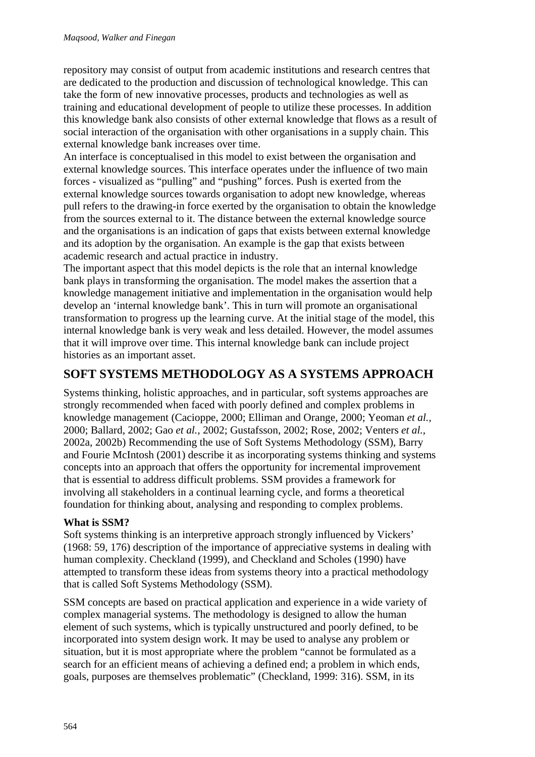repository may consist of output from academic institutions and research centres that are dedicated to the production and discussion of technological knowledge. This can take the form of new innovative processes, products and technologies as well as training and educational development of people to utilize these processes. In addition this knowledge bank also consists of other external knowledge that flows as a result of social interaction of the organisation with other organisations in a supply chain. This external knowledge bank increases over time.

An interface is conceptualised in this model to exist between the organisation and external knowledge sources. This interface operates under the influence of two main forces - visualized as "pulling" and "pushing" forces. Push is exerted from the external knowledge sources towards organisation to adopt new knowledge, whereas pull refers to the drawing-in force exerted by the organisation to obtain the knowledge from the sources external to it. The distance between the external knowledge source and the organisations is an indication of gaps that exists between external knowledge and its adoption by the organisation. An example is the gap that exists between academic research and actual practice in industry.

The important aspect that this model depicts is the role that an internal knowledge bank plays in transforming the organisation. The model makes the assertion that a knowledge management initiative and implementation in the organisation would help develop an 'internal knowledge bank'. This in turn will promote an organisational transformation to progress up the learning curve. At the initial stage of the model, this internal knowledge bank is very weak and less detailed. However, the model assumes that it will improve over time. This internal knowledge bank can include project histories as an important asset.

## SOFT SYSTEMS METHODOLOGY AS A SYSTEMS APPROACH

Systems thinking, holistic approaches, and in particular, soft systems approaches are strongly recommended when faced with poorly defined and complex problems in knowledge management (Cacioppe, 2000; Elliman and Orange, 2000; Yeoman *et al.,* 2000; Ballard, 2002; Gao *et al.,* 2002; Gustafsson, 2002; Rose, 2002; Venters *et al.,* 2002a, 2002b) Recommending the use of Soft Systems Methodology (SSM), Barry and Fourie McIntosh (2001) describe it as incorporating systems thinking and systems concepts into an approach that offers the opportunity for incremental improvement that is essential to address difficult problems. SSM provides a framework for involving all stakeholders in a continual learning cycle, and forms a theoretical foundation for thinking about, analysing and responding to complex problems.

### What is SSM?

Soft systems thinking is an interpretive approach strongly influenced by Vickers' (1968: 59, 176) description of the importance of appreciative systems in dealing with human complexity. Checkland (1999), and Checkland and Scholes (1990) have attempted to transform these ideas from systems theory into a practical methodology that is called Soft Systems Methodology (SSM).

SSM concepts are based on practical application and experience in a wide variety of complex managerial systems. The methodology is designed to allow the human element of such systems, which is typically unstructured and poorly defined, to be incorporated into system design work. It may be used to analyse any problem or situation, but it is most appropriate where the problem "cannot be formulated as a search for an efficient means of achieving a defined end; a problem in which ends, goals, purposes are themselves problematic" (Checkland, 1999: 316). SSM, in its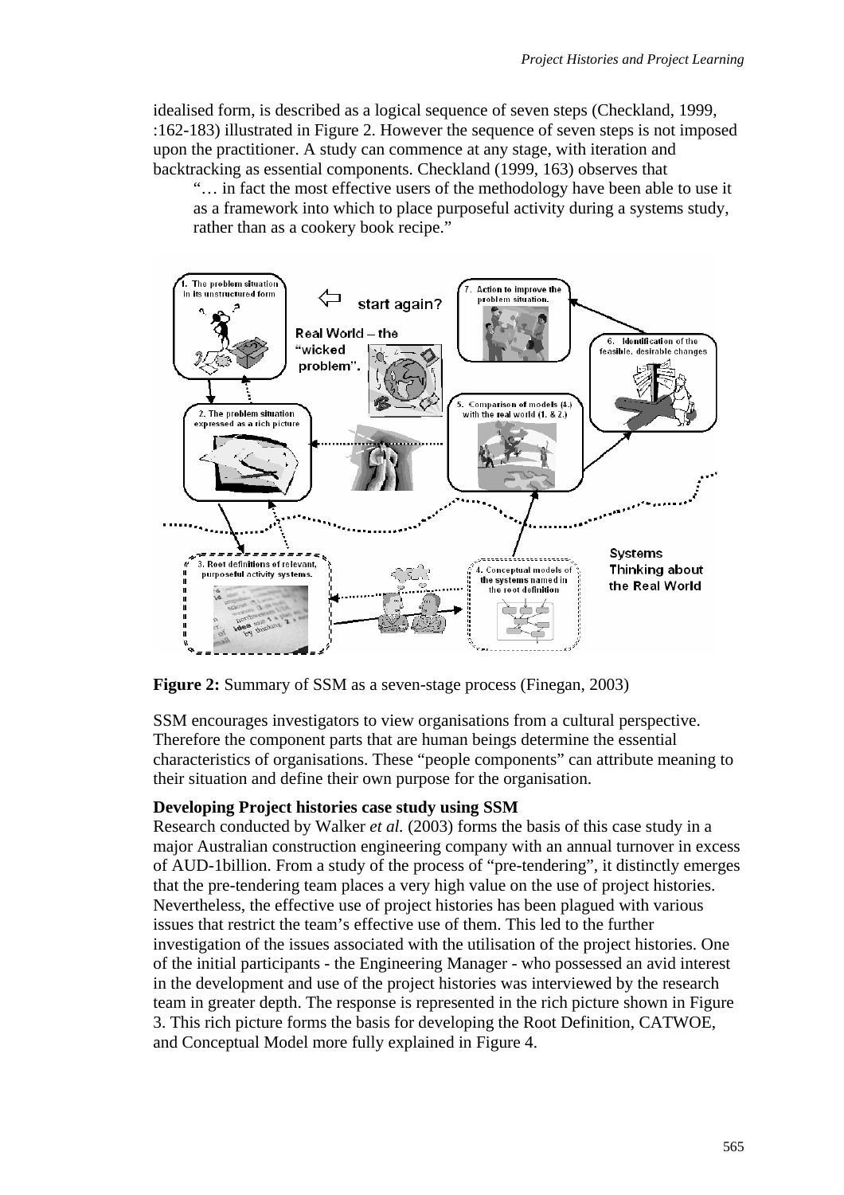idealised form, is described as a logical sequence of seven steps (Checkland, 1999, :162-183) illustrated in Figure 2. However the sequence of seven steps is not imposed upon the practitioner. A study can commence at any stage, with iteration and backtracking as essential components. Checkland (1999, 163) observes that

> "… in fact the most effective users of the methodology have been able to use it as a framework into which to place purposeful activity during a systems study, rather than as a cookery book recipe."

**Figure 2:** Summary of SSM as a seven-stage process (Finegan, 2003)

SSM encourages investigators to view organisations from a cultural perspective. Therefore the component parts that are human beings determine the essential characteristics of organisations. These "people components" can attribute meaning to their situation and define their own purpose for the organisation.

**Developing Project histories case study using SSM**

Research conducted by Walker *et al.* (2003) forms the basis of this case study in a major Australian construction engineering company with an annual turnover in excess of AUD-1billion. From a study of the process of "pre-tendering", it distinctly emerges that the pre-tendering team places a very high value on the use of project histories. Nevertheless, the effective use of project histories has been plagued with various issues that restrict the team's effective use of them. This led to the further investigation of the issues associated with the utilisation of the project histories. One of the initial participants - the Engineering Manager - who possessed an avid interest in the development and use of the project histories was interviewed by the research team in greater depth. The response is represented in the rich picture shown in Figure 3. This rich picture forms the basis for developing the Root Definition, CATWOE, and Conceptual Model more fully explained in Figure 4.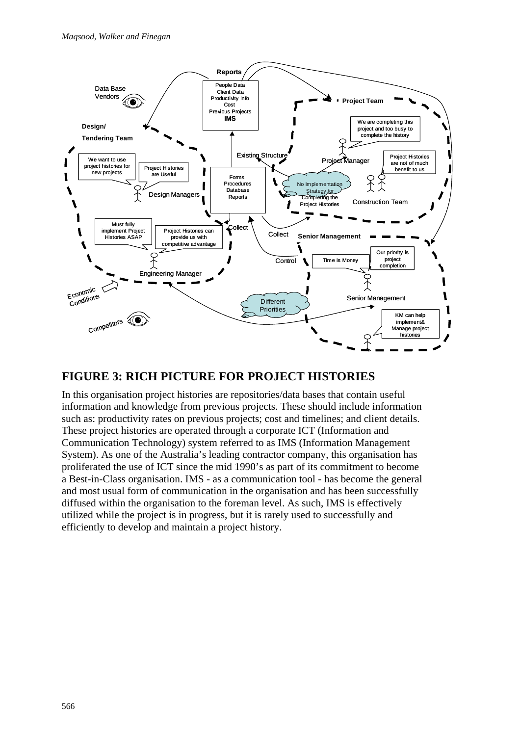## FIGURE 3: RICH PICTURE FOR PROJECT HISTORIES

In this organisation project histories are repositories/data bases that contain useful information and knowledge from previous projects. These should include information such as: productivity rates on previous projects; cost and timelines; and client details. These project histories are operated through a corporate ICT (Information and Communication Technology) system referred to as IMS (Information Management System). As one of the Australia's leading contractor company, this organisation has proliferated the use of ICT since the mid 1990's as part of its commitment to become a Best-in-Class organisation. IMS - as a communication tool - has become the general and most usual form of communication in the organisation and has been successfully diffused within the organisation to the foreman level. As such, IMS is effectively utilized while the project is in progress, but it is rarely used to successfully and efficiently to develop and maintain a project history.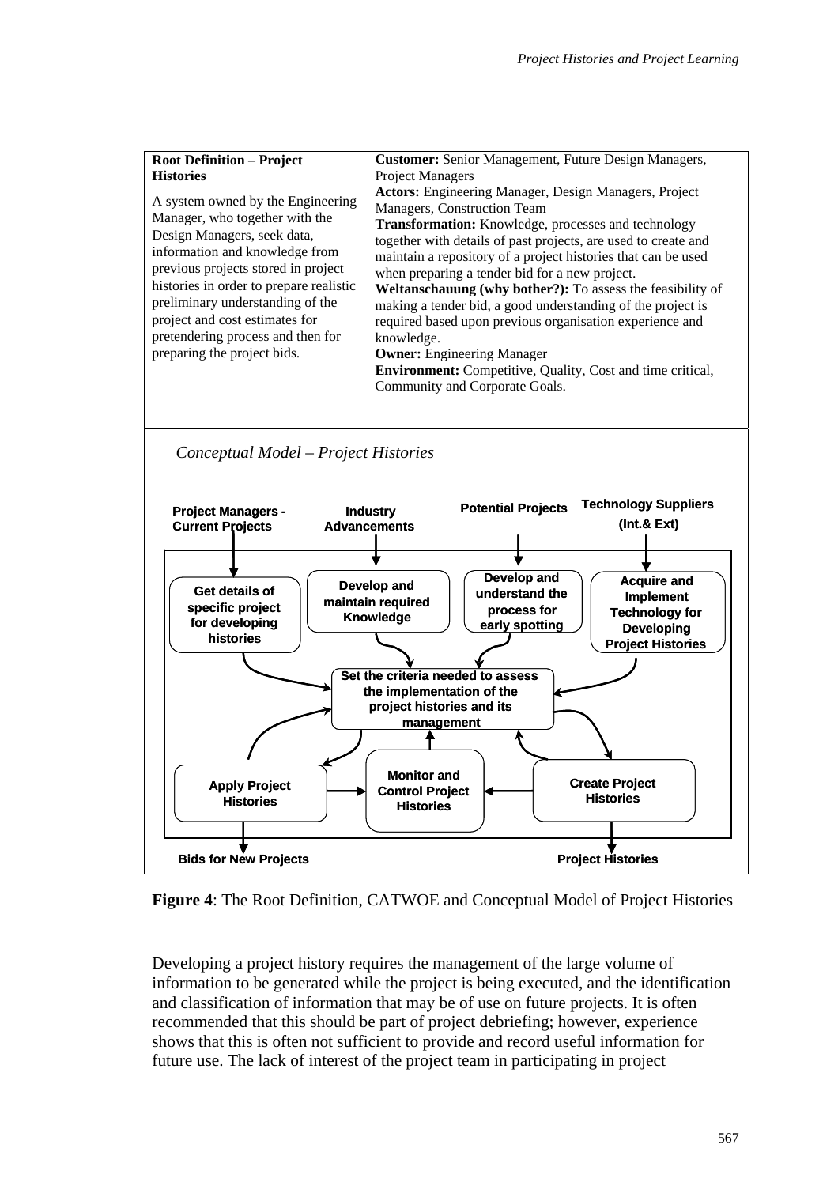| **Root Definition – Project Histories**<br><br>A system owned by the Engineering Manager, who together with the Design Managers, seek data, information and knowledge from previous projects stored in project histories in order to prepare realistic preliminary understanding of the project and cost estimates for pretendering process and then for preparing the project bids. | **Customer:** Senior Management, Future Design Managers, Project Managers<br>**Actors:** Engineering Manager, Design Managers, Project Managers, Construction Team<br>**Transformation:** Knowledge, processes and technology together with details of past projects, are used to create and maintain a repository of a project histories that can be used when preparing a tender bid for a new project.<br>**Weltanschauung (why bother?):** To assess the feasibility of making a tender bid, a good understanding of the project is required based upon previous organisation experience and knowledge.<br>**Owner:** Engineering Manager<br>**Environment:** Competitive, Quality, Cost and time critical, Community and Corporate Goals. |
| --- | --- |

*Conceptual Model – Project Histories*

Inputs: Project Managers - Current Projects; Industry Advancements; Potential Projects; Technology Suppliers (Int.& Ext)

Activities: Get details of specific project for developing histories; Develop and maintain required Knowledge; Develop and understand the process for early spotting; Acquire and Implement Technology for Developing Project Histories; Set the criteria needed to assess the implementation of the project histories and its management; Apply Project Histories; Monitor and Control Project Histories; Create Project Histories

Outputs: Bids for New Projects; Project Histories

**Figure 4**: The Root Definition, CATWOE and Conceptual Model of Project Histories

Developing a project history requires the management of the large volume of information to be generated while the project is being executed, and the identification and classification of information that may be of use on future projects. It is often recommended that this should be part of project debriefing; however, experience shows that this is often not sufficient to provide and record useful information for future use. The lack of interest of the project team in participating in project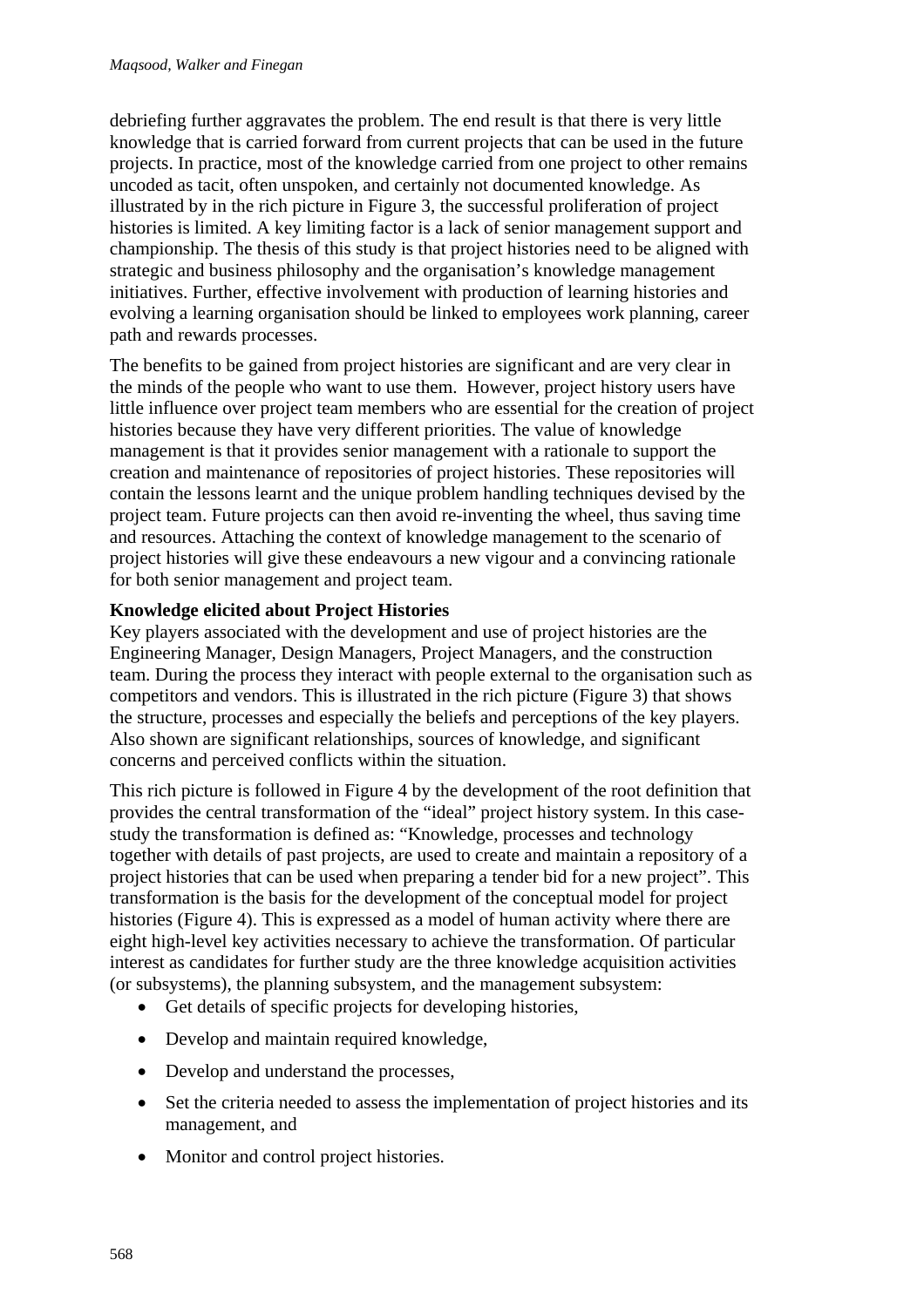debriefing further aggravates the problem. The end result is that there is very little knowledge that is carried forward from current projects that can be used in the future projects. In practice, most of the knowledge carried from one project to other remains uncoded as tacit, often unspoken, and certainly not documented knowledge. As illustrated by in the rich picture in Figure 3, the successful proliferation of project histories is limited. A key limiting factor is a lack of senior management support and championship. The thesis of this study is that project histories need to be aligned with strategic and business philosophy and the organisation's knowledge management initiatives. Further, effective involvement with production of learning histories and evolving a learning organisation should be linked to employees work planning, career path and rewards processes.

The benefits to be gained from project histories are significant and are very clear in the minds of the people who want to use them. However, project history users have little influence over project team members who are essential for the creation of project histories because they have very different priorities. The value of knowledge management is that it provides senior management with a rationale to support the creation and maintenance of repositories of project histories. These repositories will contain the lessons learnt and the unique problem handling techniques devised by the project team. Future projects can then avoid re-inventing the wheel, thus saving time and resources. Attaching the context of knowledge management to the scenario of project histories will give these endeavours a new vigour and a convincing rationale for both senior management and project team.

**Knowledge elicited about Project Histories**

Key players associated with the development and use of project histories are the Engineering Manager, Design Managers, Project Managers, and the construction team. During the process they interact with people external to the organisation such as competitors and vendors. This is illustrated in the rich picture (Figure 3) that shows the structure, processes and especially the beliefs and perceptions of the key players. Also shown are significant relationships, sources of knowledge, and significant concerns and perceived conflicts within the situation.

This rich picture is followed in Figure 4 by the development of the root definition that provides the central transformation of the "ideal" project history system. In this case-study the transformation is defined as: "Knowledge, processes and technology together with details of past projects, are used to create and maintain a repository of a project histories that can be used when preparing a tender bid for a new project". This transformation is the basis for the development of the conceptual model for project histories (Figure 4). This is expressed as a model of human activity where there are eight high-level key activities necessary to achieve the transformation. Of particular interest as candidates for further study are the three knowledge acquisition activities (or subsystems), the planning subsystem, and the management subsystem:

- Get details of specific projects for developing histories,
- Develop and maintain required knowledge,
- Develop and understand the processes,
- Set the criteria needed to assess the implementation of project histories and its management, and
- Monitor and control project histories.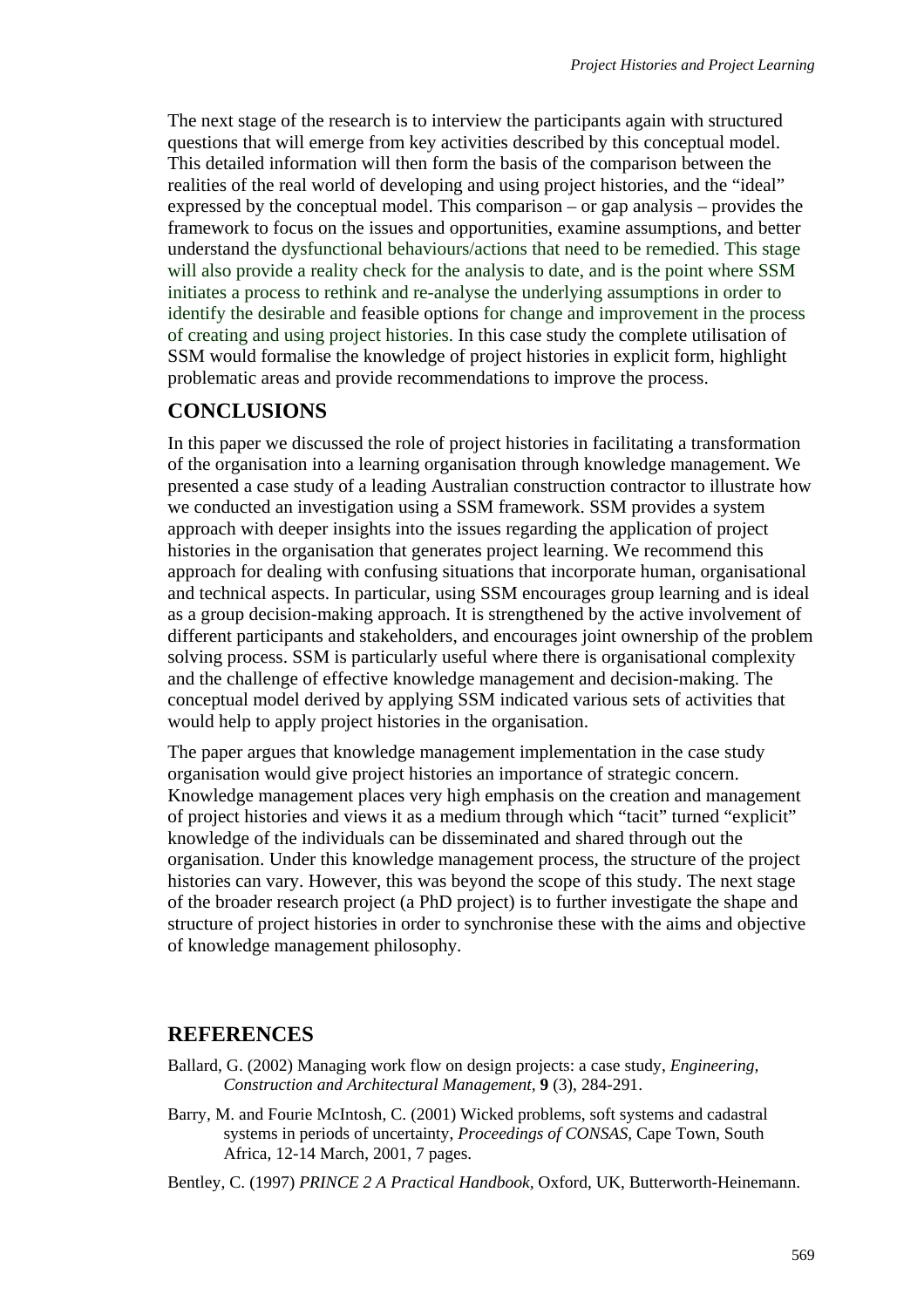The next stage of the research is to interview the participants again with structured questions that will emerge from key activities described by this conceptual model. This detailed information will then form the basis of the comparison between the realities of the real world of developing and using project histories, and the "ideal" expressed by the conceptual model. This comparison – or gap analysis – provides the framework to focus on the issues and opportunities, examine assumptions, and better understand the dysfunctional behaviours/actions that need to be remedied. This stage will also provide a reality check for the analysis to date, and is the point where SSM initiates a process to rethink and re-analyse the underlying assumptions in order to identify the desirable and feasible options for change and improvement in the process of creating and using project histories. In this case study the complete utilisation of SSM would formalise the knowledge of project histories in explicit form, highlight problematic areas and provide recommendations to improve the process.

## CONCLUSIONS

In this paper we discussed the role of project histories in facilitating a transformation of the organisation into a learning organisation through knowledge management. We presented a case study of a leading Australian construction contractor to illustrate how we conducted an investigation using a SSM framework. SSM provides a system approach with deeper insights into the issues regarding the application of project histories in the organisation that generates project learning. We recommend this approach for dealing with confusing situations that incorporate human, organisational and technical aspects. In particular, using SSM encourages group learning and is ideal as a group decision-making approach. It is strengthened by the active involvement of different participants and stakeholders, and encourages joint ownership of the problem solving process. SSM is particularly useful where there is organisational complexity and the challenge of effective knowledge management and decision-making. The conceptual model derived by applying SSM indicated various sets of activities that would help to apply project histories in the organisation.

The paper argues that knowledge management implementation in the case study organisation would give project histories an importance of strategic concern. Knowledge management places very high emphasis on the creation and management of project histories and views it as a medium through which "tacit" turned "explicit" knowledge of the individuals can be disseminated and shared through out the organisation. Under this knowledge management process, the structure of the project histories can vary. However, this was beyond the scope of this study. The next stage of the broader research project (a PhD project) is to further investigate the shape and structure of project histories in order to synchronise these with the aims and objective of knowledge management philosophy.

## REFERENCES

Ballard, G. (2002) Managing work flow on design projects: a case study, *Engineering, Construction and Architectural Management*, **9** (3), 284-291.

Barry, M. and Fourie McIntosh, C. (2001) Wicked problems, soft systems and cadastral systems in periods of uncertainty, *Proceedings of CONSAS*, Cape Town, South Africa, 12-14 March, 2001, 7 pages.

Bentley, C. (1997) *PRINCE 2 A Practical Handbook*, Oxford, UK, Butterworth-Heinemann.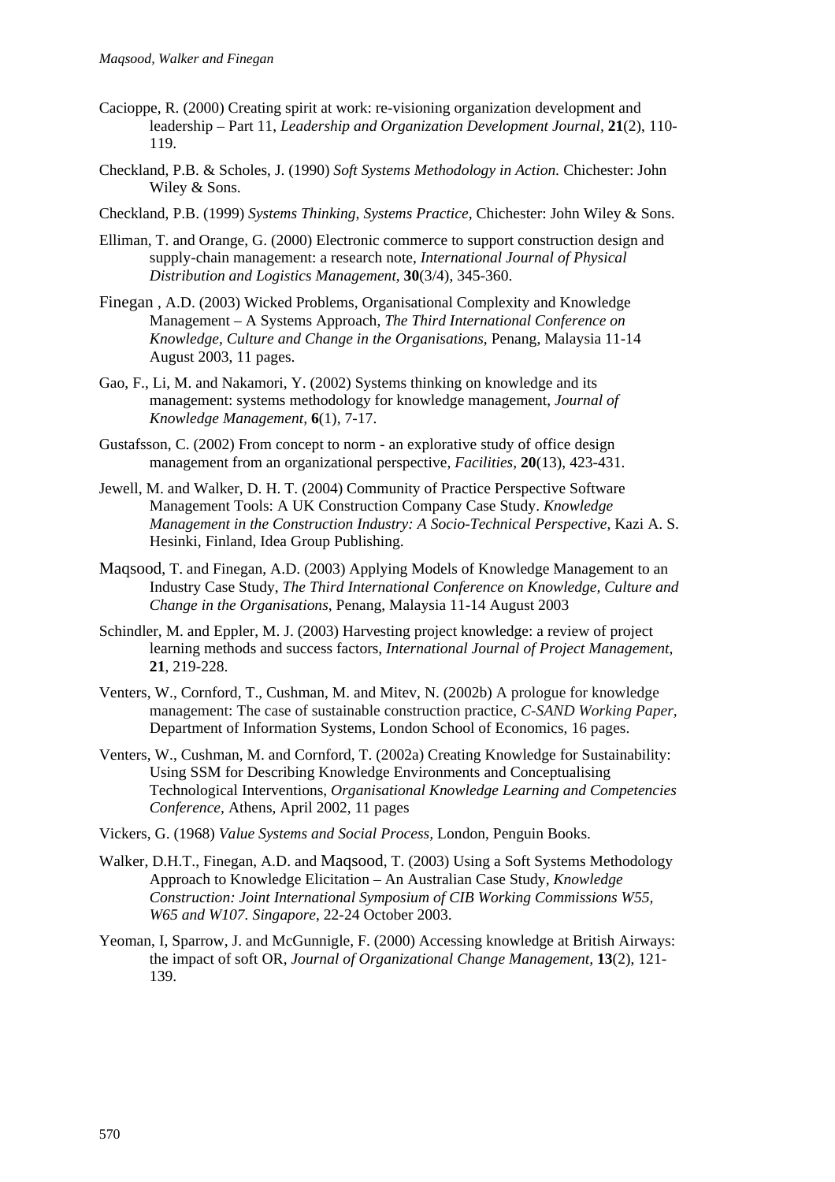Cacioppe, R. (2000) Creating spirit at work: re-visioning organization development and leadership – Part 11, *Leadership and Organization Development Journal*, **21**(2), 110-119.

Checkland, P.B. & Scholes, J. (1990) *Soft Systems Methodology in Action.* Chichester: John Wiley & Sons.

Checkland, P.B. (1999) *Systems Thinking, Systems Practice*, Chichester: John Wiley & Sons.

Elliman, T. and Orange, G. (2000) Electronic commerce to support construction design and supply-chain management: a research note, *International Journal of Physical Distribution and Logistics Management*, **30**(3/4), 345-360.

Finegan , A.D. (2003) Wicked Problems, Organisational Complexity and Knowledge Management – A Systems Approach, *The Third International Conference on Knowledge, Culture and Change in the Organisations*, Penang, Malaysia 11-14 August 2003, 11 pages.

Gao, F., Li, M. and Nakamori, Y. (2002) Systems thinking on knowledge and its management: systems methodology for knowledge management, *Journal of Knowledge Management*, **6**(1), 7-17.

Gustafsson, C. (2002) From concept to norm - an explorative study of office design management from an organizational perspective, *Facilities*, **20**(13), 423-431.

Jewell, M. and Walker, D. H. T. (2004) Community of Practice Perspective Software Management Tools: A UK Construction Company Case Study. *Knowledge Management in the Construction Industry: A Socio-Technical Perspective,* Kazi A. S. Hesinki, Finland, Idea Group Publishing.

Maqsood, T. and Finegan, A.D. (2003) Applying Models of Knowledge Management to an Industry Case Study, *The Third International Conference on Knowledge, Culture and Change in the Organisations*, Penang, Malaysia 11-14 August 2003

Schindler, M. and Eppler, M. J. (2003) Harvesting project knowledge: a review of project learning methods and success factors, *International Journal of Project Management*, **21**, 219-228.

Venters, W., Cornford, T., Cushman, M. and Mitev, N. (2002b) A prologue for knowledge management: The case of sustainable construction practice, *C-SAND Working Paper*, Department of Information Systems, London School of Economics, 16 pages.

Venters, W., Cushman, M. and Cornford, T. (2002a) Creating Knowledge for Sustainability: Using SSM for Describing Knowledge Environments and Conceptualising Technological Interventions, *Organisational Knowledge Learning and Competencies Conference*, Athens, April 2002, 11 pages

Vickers, G. (1968) *Value Systems and Social Process*, London, Penguin Books.

Walker, D.H.T., Finegan, A.D. and Maqsood, T. (2003) Using a Soft Systems Methodology Approach to Knowledge Elicitation – An Australian Case Study, *Knowledge Construction: Joint International Symposium of CIB Working Commissions W55, W65 and W107. Singapore*, 22-24 October 2003.

Yeoman, I, Sparrow, J. and McGunnigle, F. (2000) Accessing knowledge at British Airways: the impact of soft OR, *Journal of Organizational Change Management*, **13**(2), 121-139.